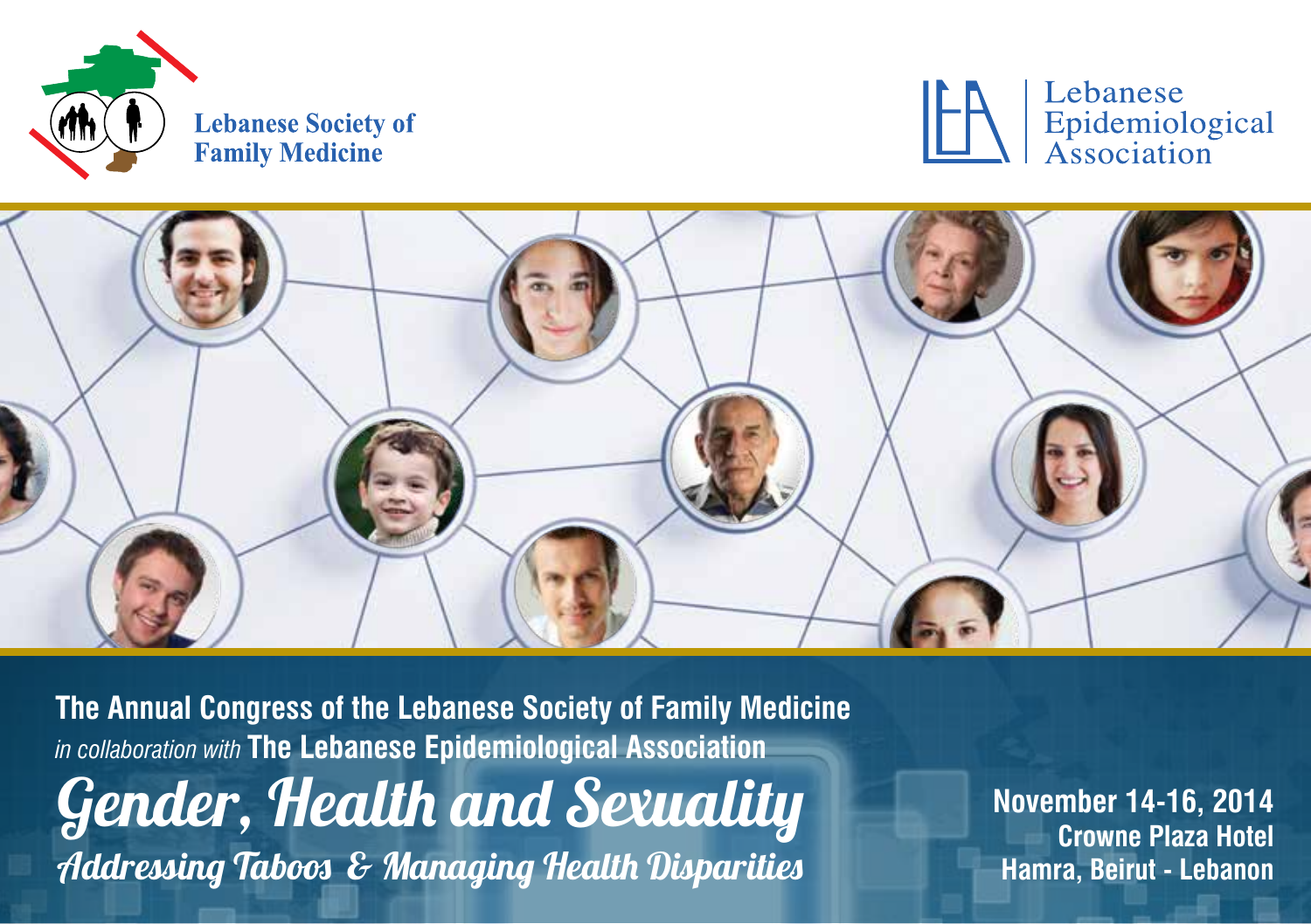Lebanese Society of Family Medicine

Lebanese Epidemiological Association

**The Annual Congress of the Lebanese Society of Family Medicine**

*in collaboration with* **The Lebanese Epidemiological Association**

# Gender, Health and Sexuality

## Addressing Taboos & Managing Health Disparities

**November 14-16, 2014**
**Crowne Plaza Hotel**
**Hamra, Beirut - Lebanon**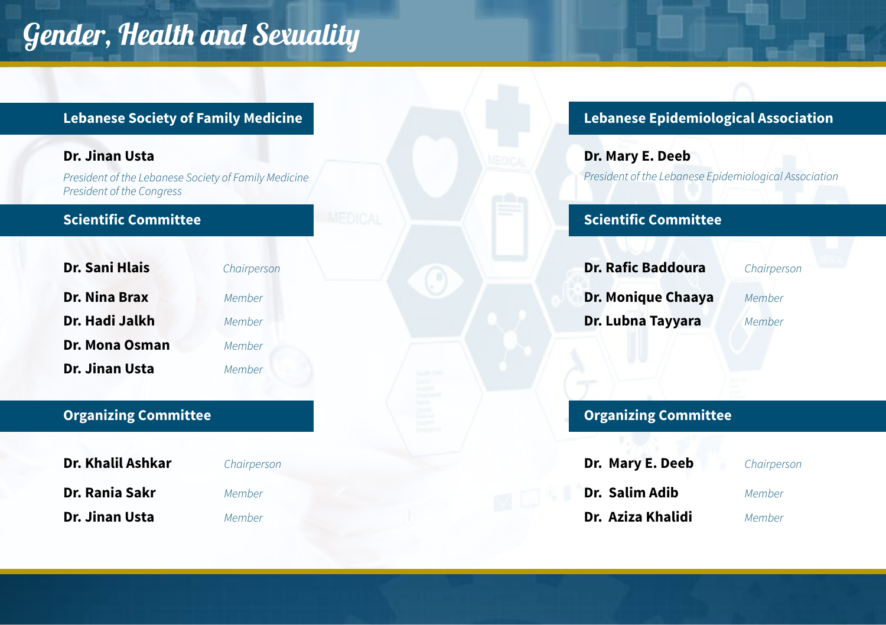# Gender, Health and Sexuality

## Lebanese Society of Family Medicine

**Dr. Jinan Usta**

*President of the Lebanese Society of Family Medicine*
*President of the Congress*

### Scientific Committee

| | |
|---|---|
| **Dr. Sani Hlais** | *Chairperson* |
| **Dr. Nina Brax** | *Member* |
| **Dr. Hadi Jalkh** | *Member* |
| **Dr. Mona Osman** | *Member* |
| **Dr. Jinan Usta** | *Member* |

### Organizing Committee

| | |
|---|---|
| **Dr. Khalil Ashkar** | *Chairperson* |
| **Dr. Rania Sakr** | *Member* |
| **Dr. Jinan Usta** | *Member* |

## Lebanese Epidemiological Association

**Dr. Mary E. Deeb**

*President of the Lebanese Epidemiological Association*

### Scientific Committee

| | |
|---|---|
| **Dr. Rafic Baddoura** | *Chairperson* |
| **Dr. Monique Chaaya** | *Member* |
| **Dr. Lubna Tayyara** | *Member* |

### Organizing Committee

| | |
|---|---|
| **Dr. Mary E. Deeb** | *Chairperson* |
| **Dr. Salim Adib** | *Member* |
| **Dr. Aziza Khalidi** | *Member* |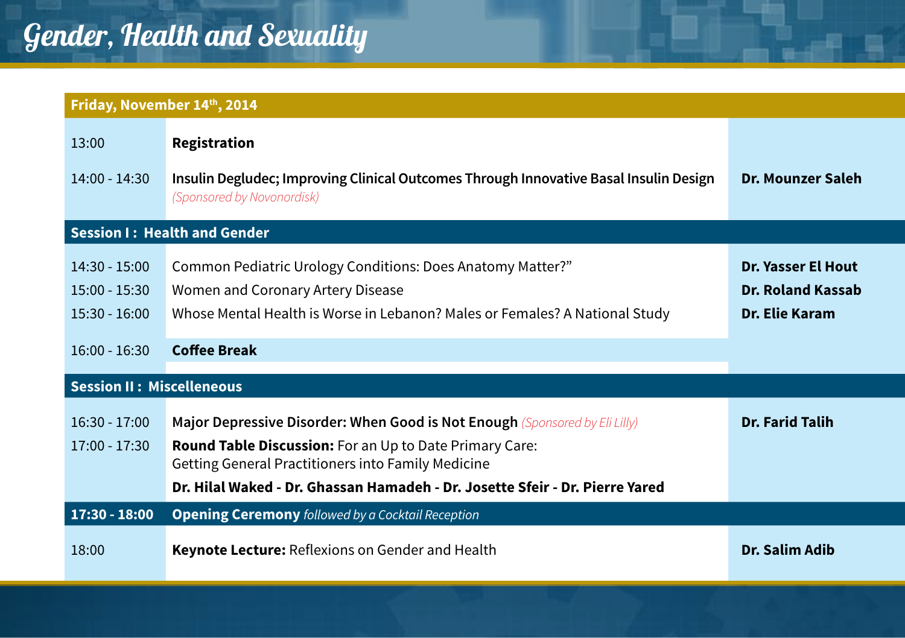# Gender, Health and Sexuality

| Friday, November 14th, 2014 | | |
|---|---|---|
| 13:00 | **Registration** | |
| 14:00 - 14:30 | **Insulin Degludec; Improving Clinical Outcomes Through Innovative Basal Insulin Design** *(Sponsored by Novonordisk)* | **Dr. Mounzer Saleh** |
| **Session I : Health and Gender** | | |
| 14:30 - 15:00 | Common Pediatric Urology Conditions: Does Anatomy Matter?” | **Dr. Yasser El Hout** |
| 15:00 - 15:30 | Women and Coronary Artery Disease | **Dr. Roland Kassab** |
| 15:30 - 16:00 | Whose Mental Health is Worse in Lebanon? Males or Females? A National Study | **Dr. Elie Karam** |
| 16:00 - 16:30 | **Coffee Break** | |
| **Session II : Miscelleneous** | | |
| 16:30 - 17:00 | **Major Depressive Disorder: When Good is Not Enough** *(Sponsored by Eli Lilly)* | **Dr. Farid Talih** |
| 17:00 - 17:30 | **Round Table Discussion:** For an Up to Date Primary Care: Getting General Practitioners into Family Medicine<br>**Dr. Hilal Waked - Dr. Ghassan Hamadeh - Dr. Josette Sfeir - Dr. Pierre Yared** | |
| **17:30 - 18:00** | **Opening Ceremony** *followed by a Cocktail Reception* | |
| 18:00 | **Keynote Lecture:** Reflexions on Gender and Health | **Dr. Salim Adib** |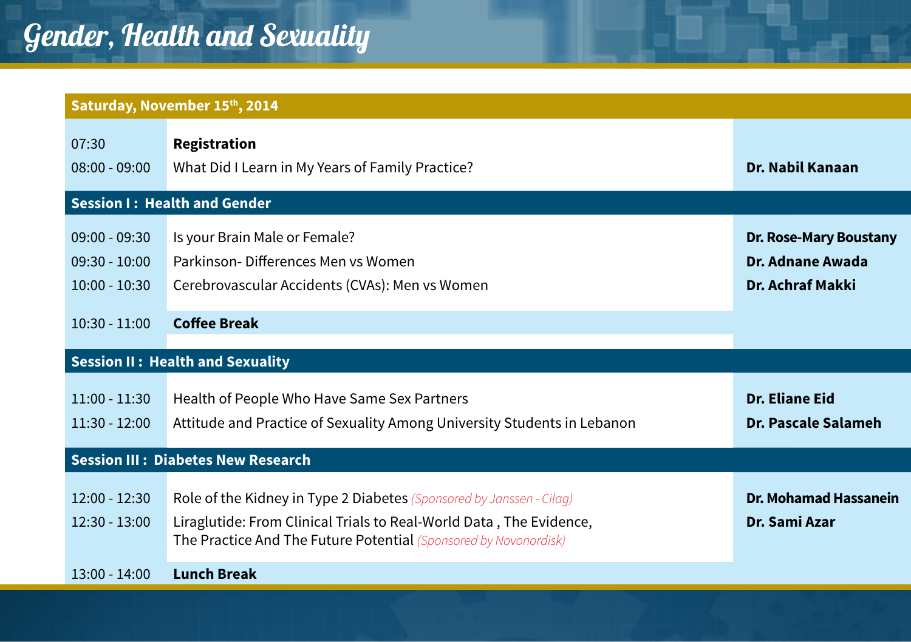# Gender, Health and Sexuality

## Saturday, November 15th, 2014

| | | |
|---|---|---|
| 07:30 | **Registration** | |
| 08:00 - 09:00 | What Did I Learn in My Years of Family Practice? | **Dr. Nabil Kanaan** |

### Session I : Health and Gender

| | | |
|---|---|---|
| 09:00 - 09:30 | Is your Brain Male or Female? | **Dr. Rose-Mary Boustany** |
| 09:30 - 10:00 | Parkinson- Differences Men vs Women | **Dr. Adnane Awada** |
| 10:00 - 10:30 | Cerebrovascular Accidents (CVAs): Men vs Women | **Dr. Achraf Makki** |
| 10:30 - 11:00 | **Coffee Break** | |

### Session II : Health and Sexuality

| | | |
|---|---|---|
| 11:00 - 11:30 | Health of People Who Have Same Sex Partners | **Dr. Eliane Eid** |
| 11:30 - 12:00 | Attitude and Practice of Sexuality Among University Students in Lebanon | **Dr. Pascale Salameh** |

### Session III : Diabetes New Research

| | | |
|---|---|---|
| 12:00 - 12:30 | Role of the Kidney in Type 2 Diabetes *(Sponsored by Janssen - Cilag)* | **Dr. Mohamad Hassanein** |
| 12:30 - 13:00 | Liraglutide: From Clinical Trials to Real-World Data , The Evidence, The Practice And The Future Potential *(Sponsored by Novonordisk)* | **Dr. Sami Azar** |
| 13:00 - 14:00 | **Lunch Break** | |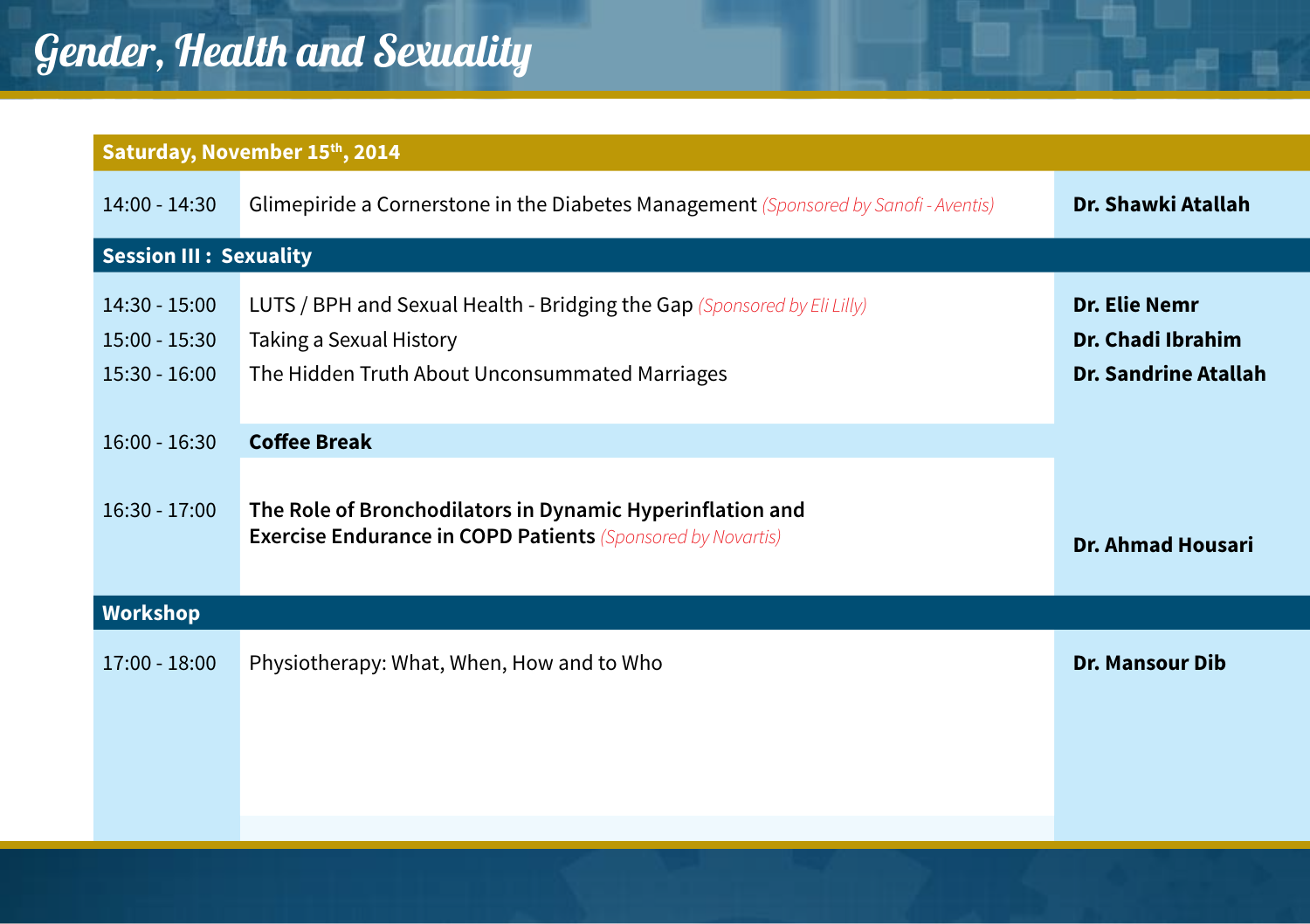# Gender, Health and Sexuality

| Saturday, November 15th, 2014 | | |
|---|---|---|
| 14:00 - 14:30 | Glimepiride a Cornerstone in the Diabetes Management *(Sponsored by Sanofi - Aventis)* | **Dr. Shawki Atallah** |
| **Session III : Sexuality** | | |
| 14:30 - 15:00 | LUTS / BPH and Sexual Health - Bridging the Gap *(Sponsored by Eli Lilly)* | **Dr. Elie Nemr** |
| 15:00 - 15:30 | Taking a Sexual History | **Dr. Chadi Ibrahim** |
| 15:30 - 16:00 | The Hidden Truth About Unconsummated Marriages | **Dr. Sandrine Atallah** |
| 16:00 - 16:30 | **Coffee Break** | |
| 16:30 - 17:00 | **The Role of Bronchodilators in Dynamic Hyperinflation and Exercise Endurance in COPD Patients** *(Sponsored by Novartis)* | **Dr. Ahmad Housari** |
| **Workshop** | | |
| 17:00 - 18:00 | Physiotherapy: What, When, How and to Who | **Dr. Mansour Dib** |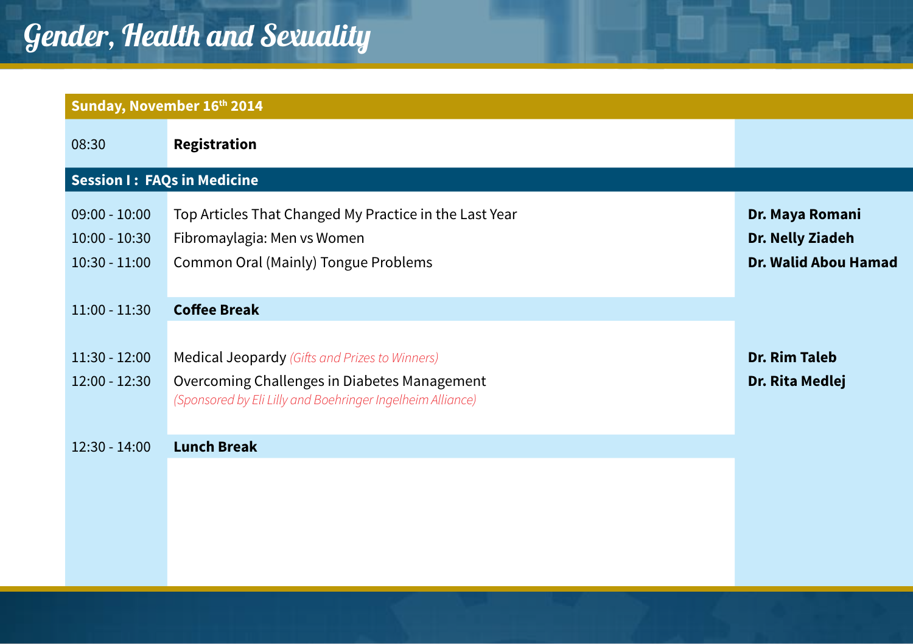# Gender, Health and Sexuality

| Sunday, November 16th 2014 | | |
|---|---|---|
| 08:30 | **Registration** | |
| **Session I : FAQs in Medicine** | | |
| 09:00 - 10:00 | Top Articles That Changed My Practice in the Last Year | **Dr. Maya Romani** |
| 10:00 - 10:30 | Fibromaylagia: Men vs Women | **Dr. Nelly Ziadeh** |
| 10:30 - 11:00 | Common Oral (Mainly) Tongue Problems | **Dr. Walid Abou Hamad** |
| 11:00 - 11:30 | **Coffee Break** | |
| 11:30 - 12:00 | Medical Jeopardy *(Gifts and Prizes to Winners)* | **Dr. Rim Taleb** |
| 12:00 - 12:30 | Overcoming Challenges in Diabetes Management *(Sponsored by Eli Lilly and Boehringer Ingelheim Alliance)* | **Dr. Rita Medlej** |
| 12:30 - 14:00 | **Lunch Break** | |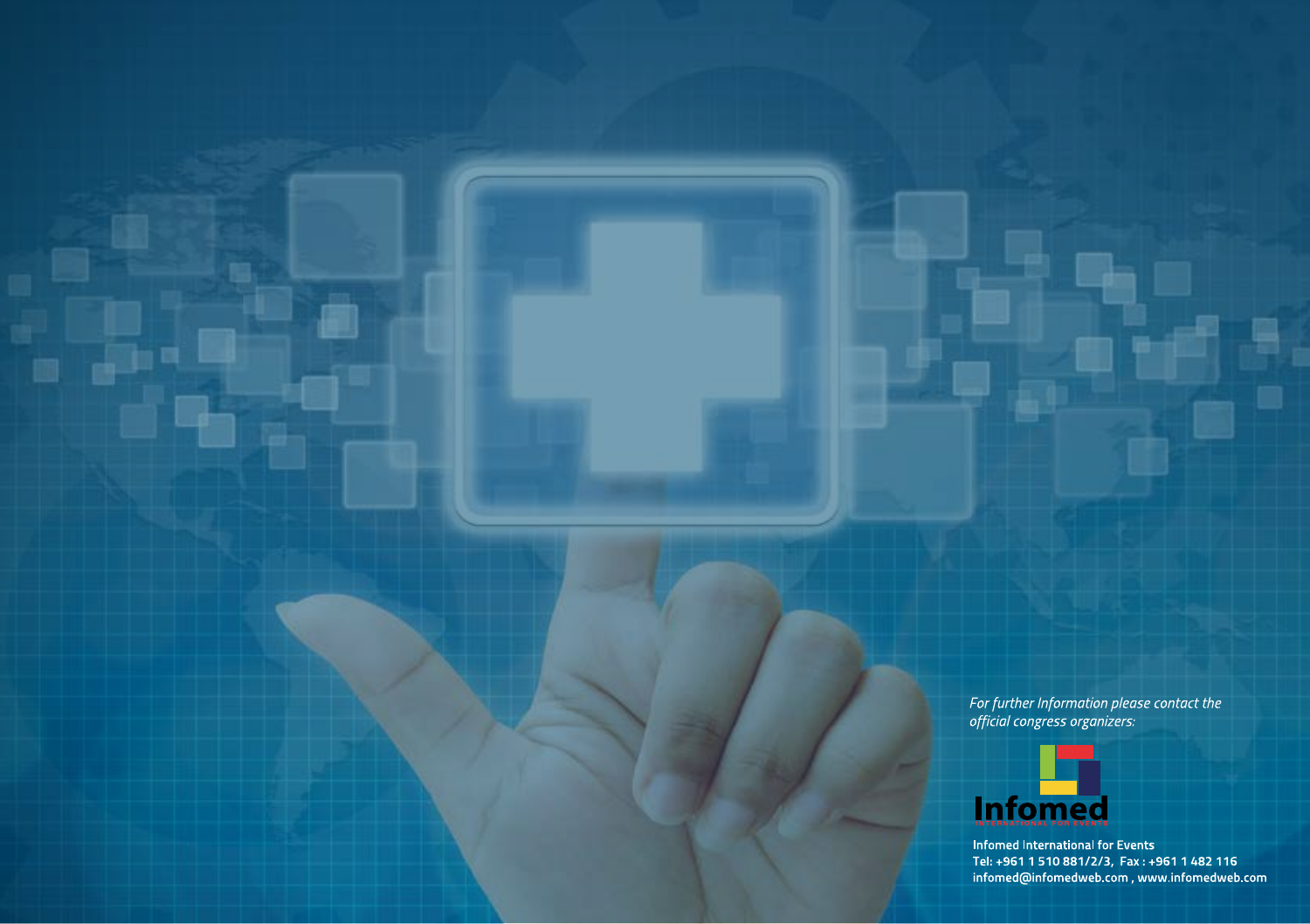*For further Information please contact the official congress organizers:*

Infomed

INTERNATIONAL FOR EVENTS

Infomed International for Events
Tel: +961 1 510 881/2/3, Fax : +961 1 482 116
infomed@infomedweb.com , www.infomedweb.com